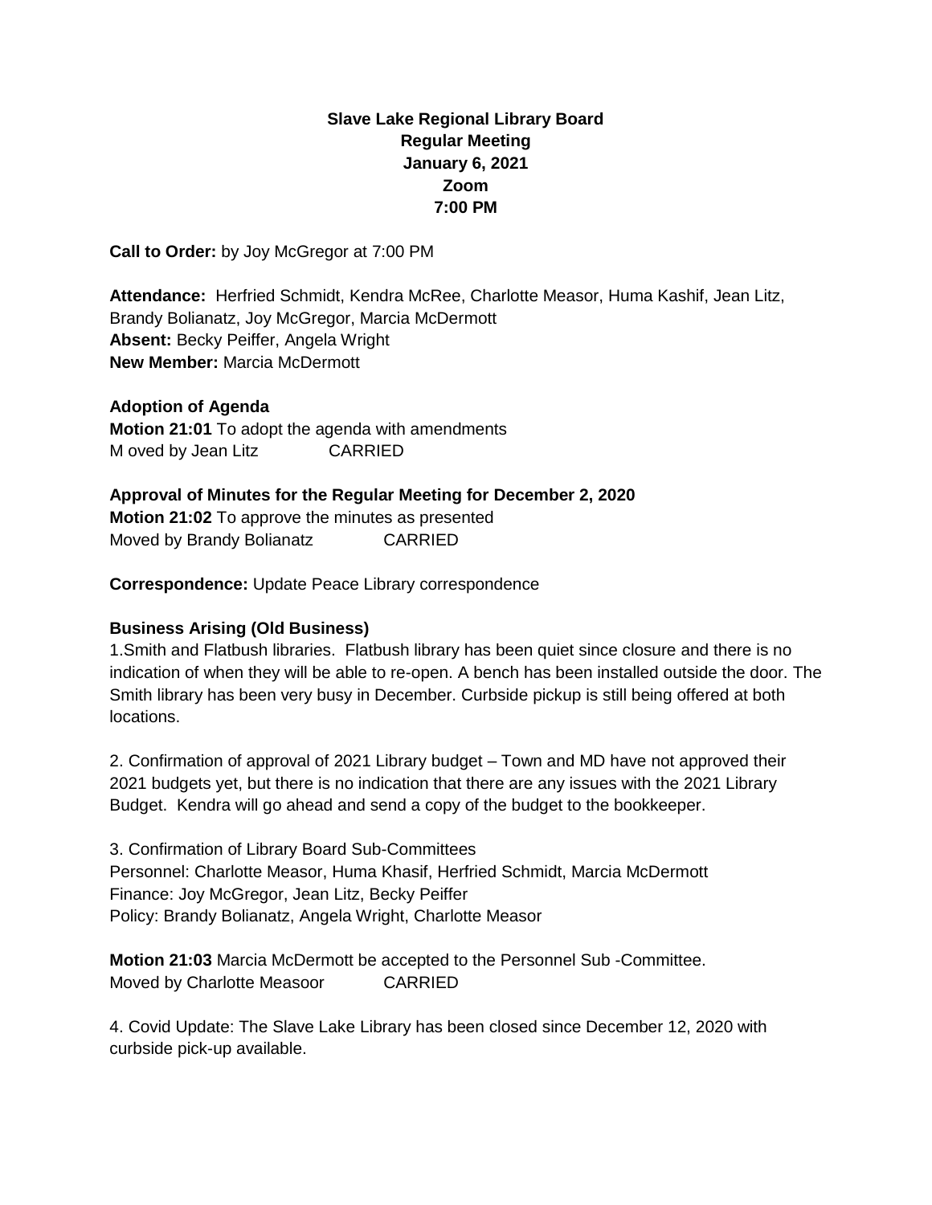**Slave Lake Regional Library Board**
**Regular Meeting**
**January 6, 2021**
**Zoom**
**7:00 PM**

**Call to Order:** by Joy McGregor at 7:00 PM

**Attendance:** Herfried Schmidt, Kendra McRee, Charlotte Measor, Huma Kashif, Jean Litz, Brandy Bolianatz, Joy McGregor, Marcia McDermott
**Absent:** Becky Peiffer, Angela Wright
**New Member:** Marcia McDermott

**Adoption of Agenda**
**Motion 21:01** To adopt the agenda with amendments
M oved by Jean Litz CARRIED

**Approval of Minutes for the Regular Meeting for December 2, 2020**
**Motion 21:02** To approve the minutes as presented
Moved by Brandy Bolianatz CARRIED

**Correspondence:** Update Peace Library correspondence

**Business Arising (Old Business)**

1.Smith and Flatbush libraries. Flatbush library has been quiet since closure and there is no indication of when they will be able to re-open. A bench has been installed outside the door. The Smith library has been very busy in December. Curbside pickup is still being offered at both locations.

2. Confirmation of approval of 2021 Library budget – Town and MD have not approved their 2021 budgets yet, but there is no indication that there are any issues with the 2021 Library Budget. Kendra will go ahead and send a copy of the budget to the bookkeeper.

3. Confirmation of Library Board Sub-Committees
Personnel: Charlotte Measor, Huma Khasif, Herfried Schmidt, Marcia McDermott
Finance: Joy McGregor, Jean Litz, Becky Peiffer
Policy: Brandy Bolianatz, Angela Wright, Charlotte Measor

**Motion 21:03** Marcia McDermott be accepted to the Personnel Sub -Committee.
Moved by Charlotte Measoor CARRIED

4. Covid Update: The Slave Lake Library has been closed since December 12, 2020 with curbside pick-up available.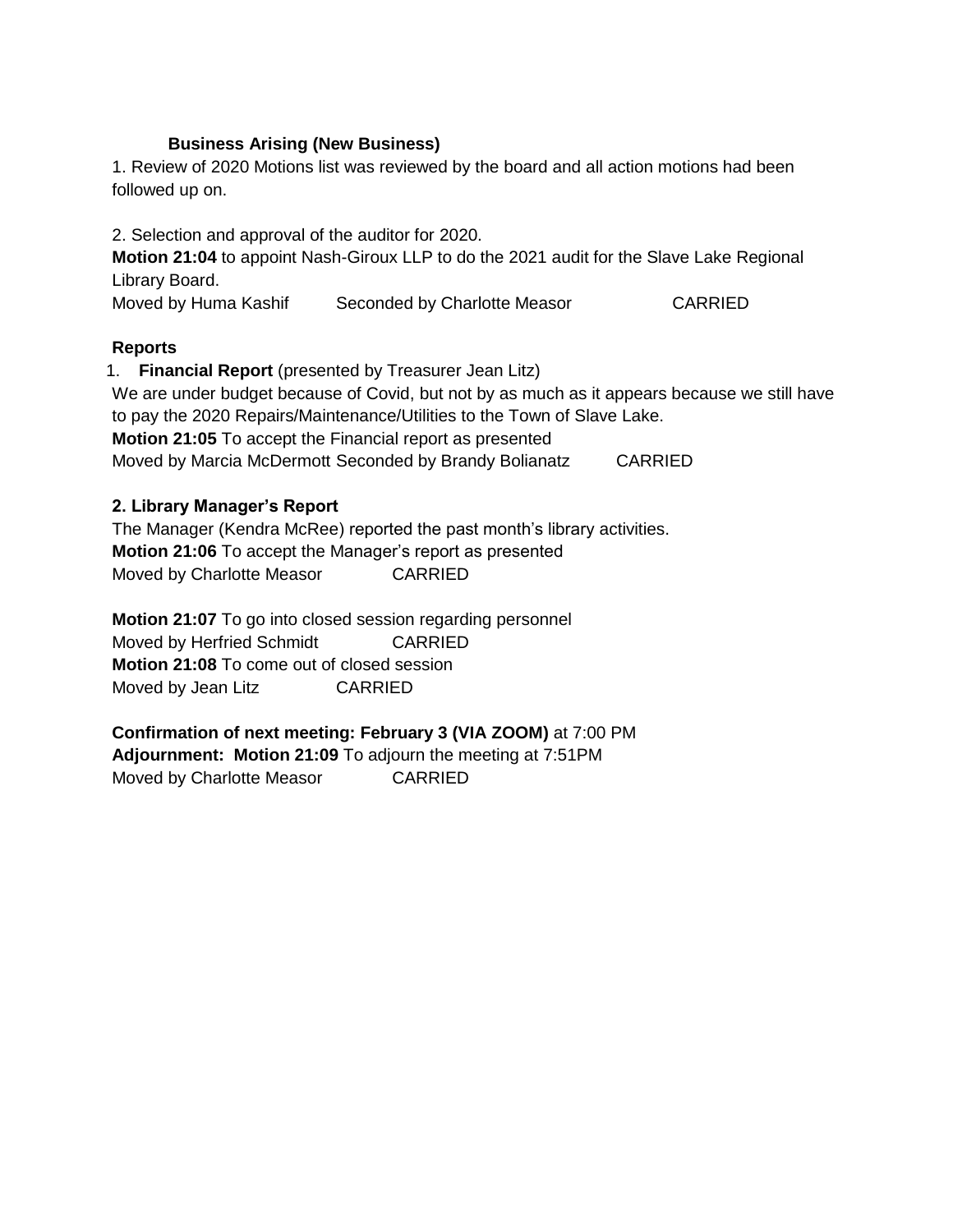**Business Arising (New Business)**

1. Review of 2020 Motions list was reviewed by the board and all action motions had been followed up on.

2. Selection and approval of the auditor for 2020.

**Motion 21:04** to appoint Nash-Giroux LLP to do the 2021 audit for the Slave Lake Regional Library Board.

Moved by Huma Kashif  Seconded by Charlotte Measor  CARRIED

**Reports**

1. **Financial Report** (presented by Treasurer Jean Litz)

We are under budget because of Covid, but not by as much as it appears because we still have to pay the 2020 Repairs/Maintenance/Utilities to the Town of Slave Lake.

**Motion 21:05** To accept the Financial report as presented

Moved by Marcia McDermott Seconded by Brandy Bolianatz  CARRIED

**2. Library Manager's Report**

The Manager (Kendra McRee) reported the past month's library activities.

**Motion 21:06** To accept the Manager's report as presented

Moved by Charlotte Measor  CARRIED

**Motion 21:07** To go into closed session regarding personnel

Moved by Herfried Schmidt  CARRIED

**Motion 21:08** To come out of closed session

Moved by Jean Litz  CARRIED

**Confirmation of next meeting: February 3 (VIA ZOOM)** at 7:00 PM

**Adjournment: Motion 21:09** To adjourn the meeting at 7:51PM

Moved by Charlotte Measor  CARRIED